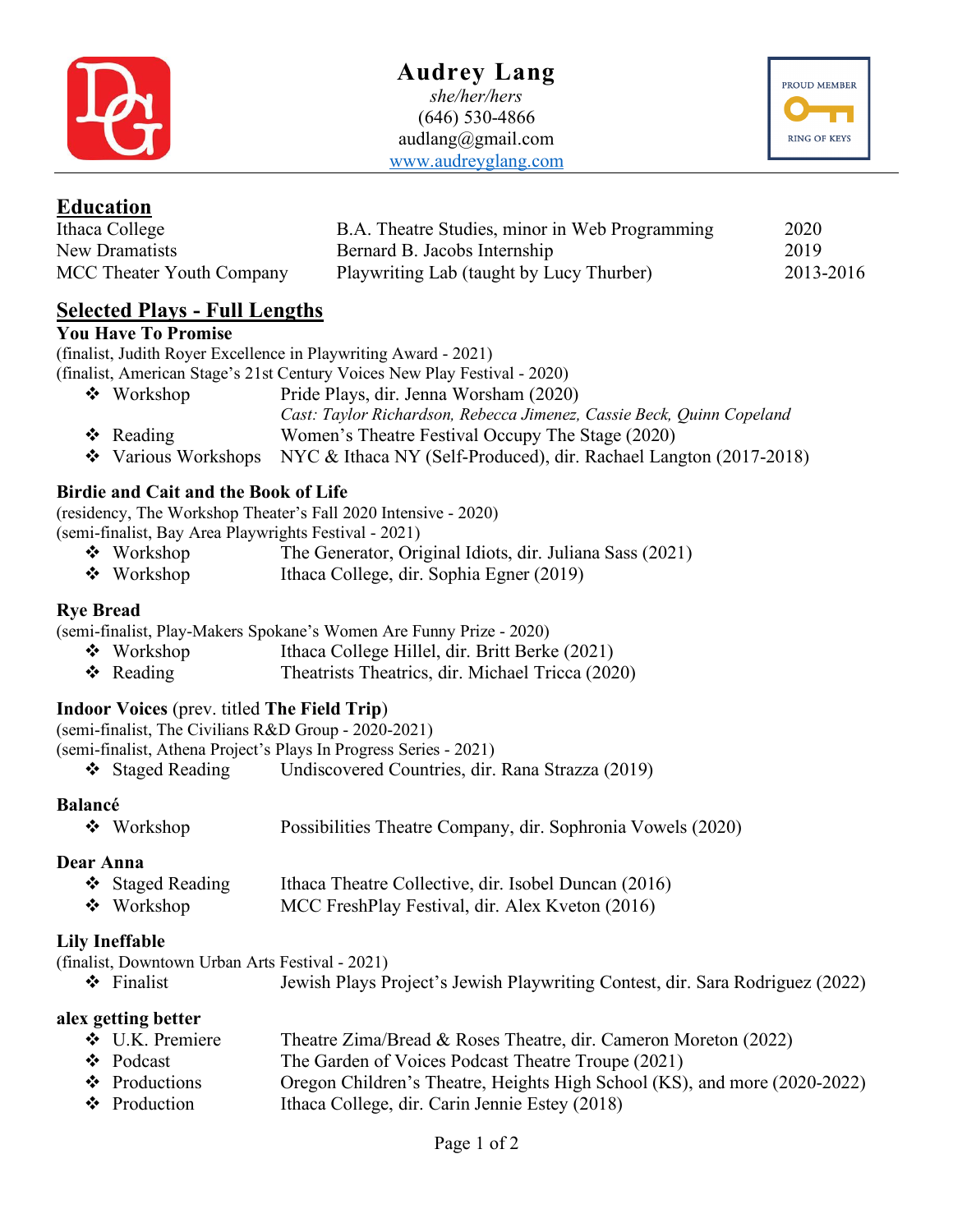# Audrey Lang

*she/her/hers*
(646) 530-4866
audlang@gmail.com
www.audreyglang.com

PROUD MEMBER RING OF KEYS

## Education

| | | |
|---|---|---|
| Ithaca College | B.A. Theatre Studies, minor in Web Programming | 2020 |
| New Dramatists | Bernard B. Jacobs Internship | 2019 |
| MCC Theater Youth Company | Playwriting Lab (taught by Lucy Thurber) | 2013-2016 |

## Selected Plays - Full Lengths

**You Have To Promise**
(finalist, Judith Royer Excellence in Playwriting Award - 2021)
(finalist, American Stage's 21st Century Voices New Play Festival - 2020)

- Workshop — Pride Plays, dir. Jenna Worsham (2020)
  *Cast: Taylor Richardson, Rebecca Jimenez, Cassie Beck, Quinn Copeland*
- Reading — Women's Theatre Festival Occupy The Stage (2020)
- Various Workshops — NYC & Ithaca NY (Self-Produced), dir. Rachael Langton (2017-2018)

**Birdie and Cait and the Book of Life**
(residency, The Workshop Theater's Fall 2020 Intensive - 2020)
(semi-finalist, Bay Area Playwrights Festival - 2021)

- Workshop — The Generator, Original Idiots, dir. Juliana Sass (2021)
- Workshop — Ithaca College, dir. Sophia Egner (2019)

**Rye Bread**
(semi-finalist, Play-Makers Spokane's Women Are Funny Prize - 2020)

- Workshop — Ithaca College Hillel, dir. Britt Berke (2021)
- Reading — Theatrists Theatrics, dir. Michael Tricca (2020)

**Indoor Voices** (prev. titled **The Field Trip**)
(semi-finalist, The Civilians R&D Group - 2020-2021)
(semi-finalist, Athena Project's Plays In Progress Series - 2021)

- Staged Reading — Undiscovered Countries, dir. Rana Strazza (2019)

**Balancé**

- Workshop — Possibilities Theatre Company, dir. Sophronia Vowels (2020)

**Dear Anna**

- Staged Reading — Ithaca Theatre Collective, dir. Isobel Duncan (2016)
- Workshop — MCC FreshPlay Festival, dir. Alex Kveton (2016)

**Lily Ineffable**
(finalist, Downtown Urban Arts Festival - 2021)

- Finalist — Jewish Plays Project's Jewish Playwriting Contest, dir. Sara Rodriguez (2022)

**alex getting better**

- U.K. Premiere — Theatre Zima/Bread & Roses Theatre, dir. Cameron Moreton (2022)
- Podcast — The Garden of Voices Podcast Theatre Troupe (2021)
- Productions — Oregon Children's Theatre, Heights High School (KS), and more (2020-2022)
- Production — Ithaca College, dir. Carin Jennie Estey (2018)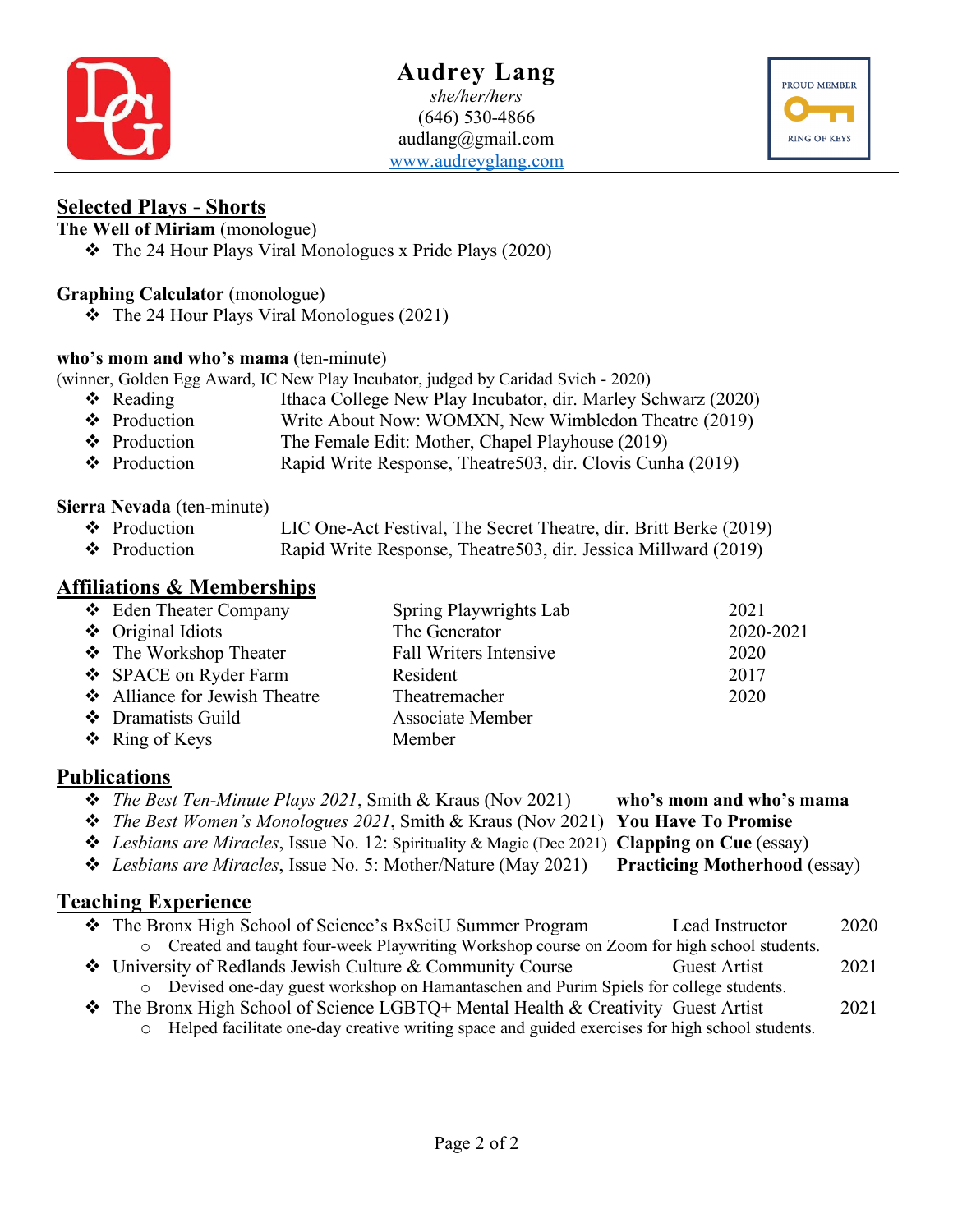# Audrey Lang

*she/her/hers*
(646) 530-4866
audlang@gmail.com
www.audreyglang.com

PROUD MEMBER RING OF KEYS

## Selected Plays - Shorts

**The Well of Miriam** (monologue)

- The 24 Hour Plays Viral Monologues x Pride Plays (2020)

**Graphing Calculator** (monologue)

- The 24 Hour Plays Viral Monologues (2021)

**who's mom and who's mama** (ten-minute)
(winner, Golden Egg Award, IC New Play Incubator, judged by Caridad Svich - 2020)

| | |
|---|---|
| Reading | Ithaca College New Play Incubator, dir. Marley Schwarz (2020) |
| Production | Write About Now: WOMXN, New Wimbledon Theatre (2019) |
| Production | The Female Edit: Mother, Chapel Playhouse (2019) |
| Production | Rapid Write Response, Theatre503, dir. Clovis Cunha (2019) |

**Sierra Nevada** (ten-minute)

| | |
|---|---|
| Production | LIC One-Act Festival, The Secret Theatre, dir. Britt Berke (2019) |
| Production | Rapid Write Response, Theatre503, dir. Jessica Millward (2019) |

## Affiliations & Memberships

| | | |
|---|---|---|
| Eden Theater Company | Spring Playwrights Lab | 2021 |
| Original Idiots | The Generator | 2020-2021 |
| The Workshop Theater | Fall Writers Intensive | 2020 |
| SPACE on Ryder Farm | Resident | 2017 |
| Alliance for Jewish Theatre | Theatremacher | 2020 |
| Dramatists Guild | Associate Member | |
| Ring of Keys | Member | |

## Publications

| | |
|---|---|
| *The Best Ten-Minute Plays 2021*, Smith & Kraus (Nov 2021) | **who's mom and who's mama** |
| *The Best Women's Monologues 2021*, Smith & Kraus (Nov 2021) | **You Have To Promise** |
| *Lesbians are Miracles*, Issue No. 12: Spirituality & Magic (Dec 2021) | **Clapping on Cue** (essay) |
| *Lesbians are Miracles*, Issue No. 5: Mother/Nature (May 2021) | **Practicing Motherhood** (essay) |

## Teaching Experience

- The Bronx High School of Science's BxSciU Summer Program — Lead Instructor — 2020
  - Created and taught four-week Playwriting Workshop course on Zoom for high school students.
- University of Redlands Jewish Culture & Community Course — Guest Artist — 2021
  - Devised one-day guest workshop on Hamantaschen and Purim Spiels for college students.
- The Bronx High School of Science LGBTQ+ Mental Health & Creativity — Guest Artist — 2021
  - Helped facilitate one-day creative writing space and guided exercises for high school students.